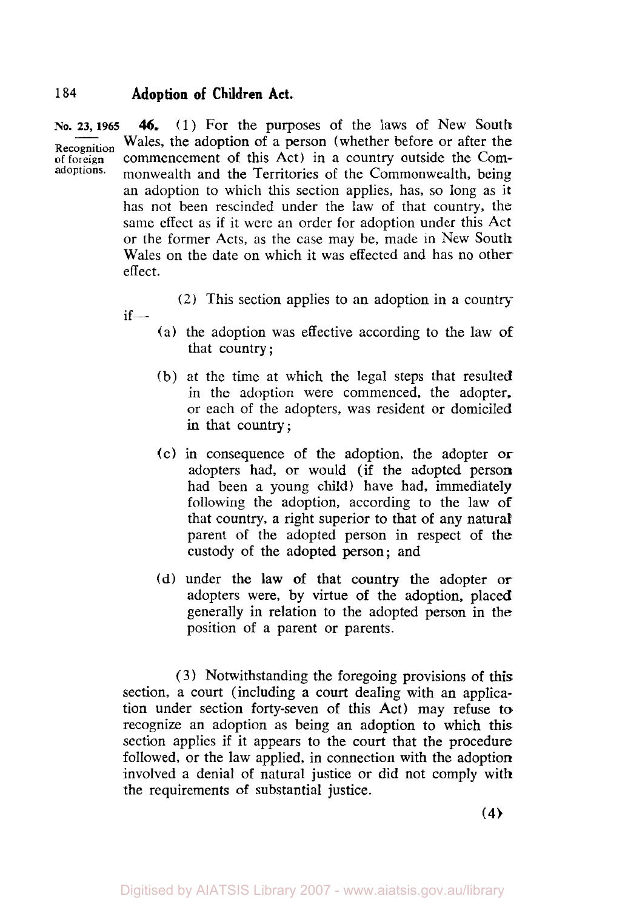**No. 23, 1965**

**Recognition of foreign adoptions.**

**46.** (1) For the purposes of the laws of New South Wales, the adoption of a person (whether before or after the commencement of this Act) in a country outside the Commonwealth and the Territories of the Commonwealth, being an adoption to which this section applies, has, so long as it has not been rescinded under the law of that country, the same effect as if it were an order for adoption under this Act or the former Acts, as the case may be, made in New South Wales on the date on which it was effected and has no other effect.

(2) This section applies to an adoption in a country if—

(a) the adoption was effective according to the law of that country;

(b) at the time at which the legal steps that resulted in the adoption were commenced, the adopter, or each of the adopters, was resident or domiciled in that country;

(c) in consequence of the adoption, the adopter or adopters had, or would (if the adopted person had been a young child) have had, immediately following the adoption, according to the law of that country, a right superior to that of any natural parent of the adopted person in respect of the custody of the adopted person; and

(d) under the law of that country the adopter or adopters were, by virtue of the adoption, placed generally in relation to the adopted person in the position of a parent or parents.

(3) Notwithstanding the foregoing provisions of this section, a court (including a court dealing with an application under section forty-seven of this Act) may refuse to recognize an adoption as being an adoption to which this section applies if it appears to the court that the procedure followed, or the law applied, in connection with the adoption involved a denial of natural justice or did not comply with the requirements of substantial justice.

(4)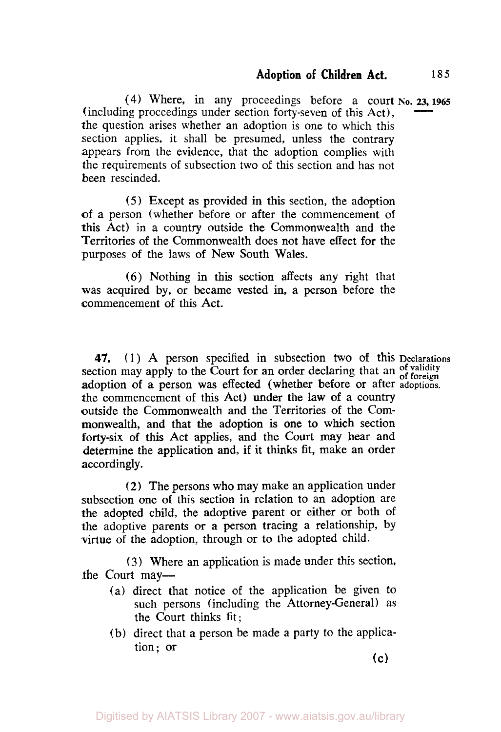(4) Where, in any proceedings before a court (including proceedings under section forty-seven of this Act), the question arises whether an adoption is one to which this section applies, it shall be presumed, unless the contrary appears from the evidence, that the adoption complies with the requirements of subsection two of this section and has not been rescinded.

(5) Except as provided in this section, the adoption of a person (whether before or after the commencement of this Act) in a country outside the Commonwealth and the Territories of the Commonwealth does not have effect for the purposes of the laws of New South Wales.

(6) Nothing in this section affects any right that was acquired by, or became vested in, a person before the commencement of this Act.

**Declarations of validity of foreign adoptions.**

**47.** (1) A person specified in subsection two of this section may apply to the Court for an order declaring that an adoption of a person was effected (whether before or after the commencement of this Act) under the law of a country outside the Commonwealth and the Territories of the Commonwealth, and that the adoption is one to which section forty-six of this Act applies, and the Court may hear and determine the application and, if it thinks fit, make an order accordingly.

(2) The persons who may make an application under subsection one of this section in relation to an adoption are the adopted child, the adoptive parent or either or both of the adoptive parents or a person tracing a relationship, by virtue of the adoption, through or to the adopted child.

(3) Where an application is made under this section, the Court may—

(a) direct that notice of the application be given to such persons (including the Attorney-General) as the Court thinks fit;

(b) direct that a person be made a party to the application; or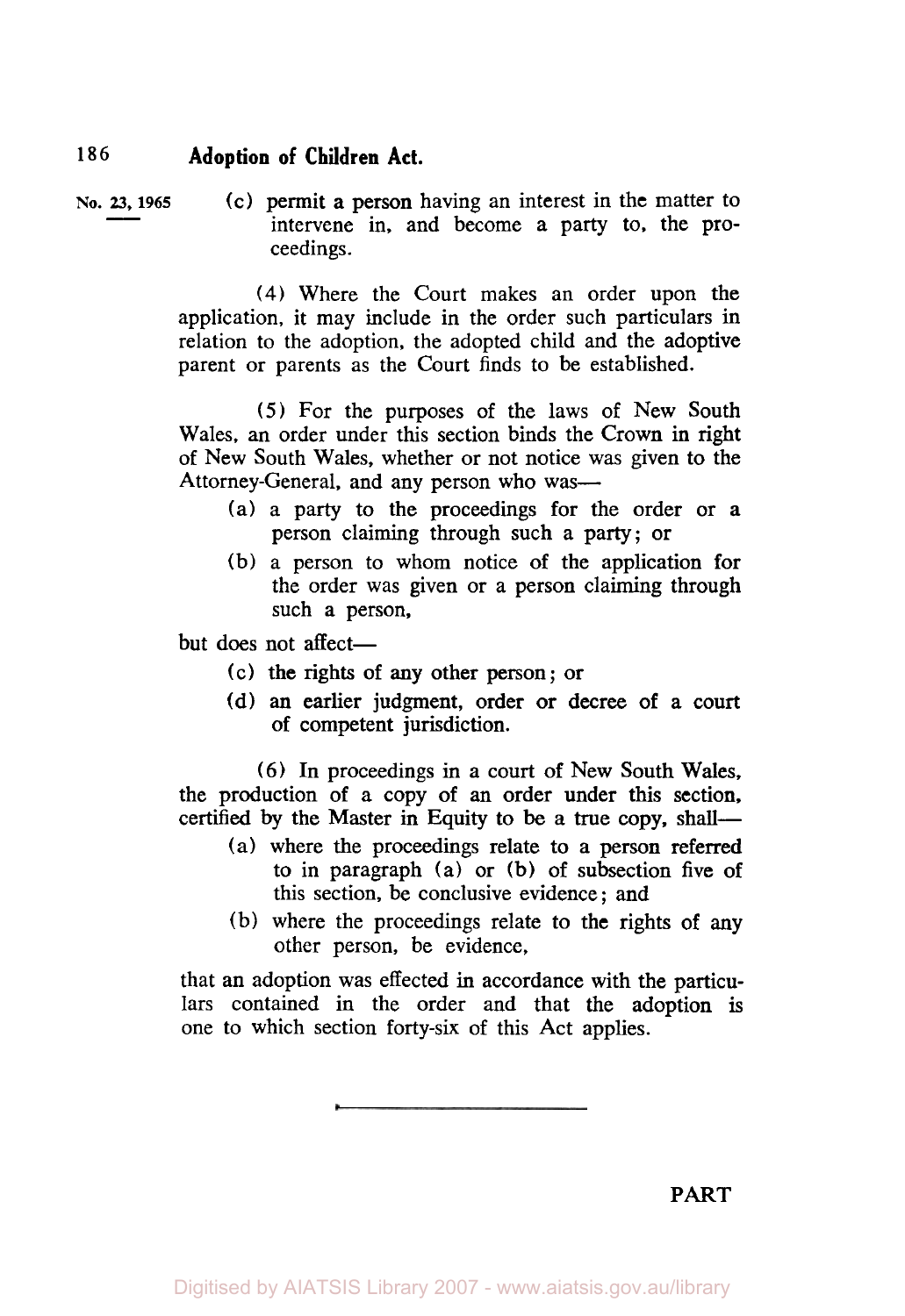(c) permit a person having an interest in the matter to intervene in, and become a party to, the proceedings.

(4) Where the Court makes an order upon the application, it may include in the order such particulars in relation to the adoption, the adopted child and the adoptive parent or parents as the Court finds to be established.

(5) For the purposes of the laws of New South Wales, an order under this section binds the Crown in right of New South Wales, whether or not notice was given to the Attorney-General, and any person who was—

(a) a party to the proceedings for the order or a person claiming through such a party; or

(b) a person to whom notice of the application for the order was given or a person claiming through such a person,

but does not affect—

(c) the rights of any other person; or

(d) an earlier judgment, order or decree of a court of competent jurisdiction.

(6) In proceedings in a court of New South Wales, the production of a copy of an order under this section, certified by the Master in Equity to be a true copy, shall—

(a) where the proceedings relate to a person referred to in paragraph (a) or (b) of subsection five of this section, be conclusive evidence; and

(b) where the proceedings relate to the rights of any other person, be evidence,

that an adoption was effected in accordance with the particulars contained in the order and that the adoption is one to which section forty-six of this Act applies.

---

PART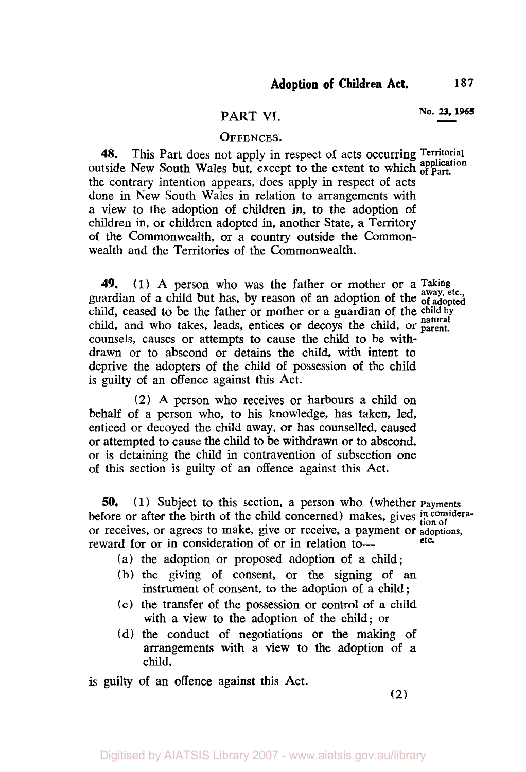## PART VI.

### OFFENCES.

**48.** This Part does not apply in respect of acts occurring outside New South Wales but, except to the extent to which the contrary intention appears, does apply in respect of acts done in New South Wales in relation to arrangements with a view to the adoption of children in, to the adoption of children in, or children adopted in, another State, a Territory of the Commonwealth, or a country outside the Commonwealth and the Territories of the Commonwealth.

*Territorial application of Part.*

**49.** (1) A person who was the father or mother or a guardian of a child but has, by reason of an adoption of the child, ceased to be the father or mother or a guardian of the child, and who takes, leads, entices or decoys the child, or counsels, causes or attempts to cause the child to be withdrawn or to abscond or detains the child, with intent to deprive the adopters of the child of possession of the child is guilty of an offence against this Act.

*Taking away, etc., of adopted child by natural parent.*

(2) A person who receives or harbours a child on behalf of a person who, to his knowledge, has taken, led, enticed or decoyed the child away, or has counselled, caused or attempted to cause the child to be withdrawn or to abscond, or is detaining the child in contravention of subsection one of this section is guilty of an offence against this Act.

**50.** (1) Subject to this section, a person who (whether before or after the birth of the child concerned) makes, gives or receives, or agrees to make, give or receive, a payment or reward for or in consideration of or in relation to—

*Payments in consideration of adoptions, etc.*

(a) the adoption or proposed adoption of a child;

(b) the giving of consent, or the signing of an instrument of consent, to the adoption of a child;

(c) the transfer of the possession or control of a child with a view to the adoption of the child; or

(d) the conduct of negotiations or the making of arrangements with a view to the adoption of a child,

is guilty of an offence against this Act.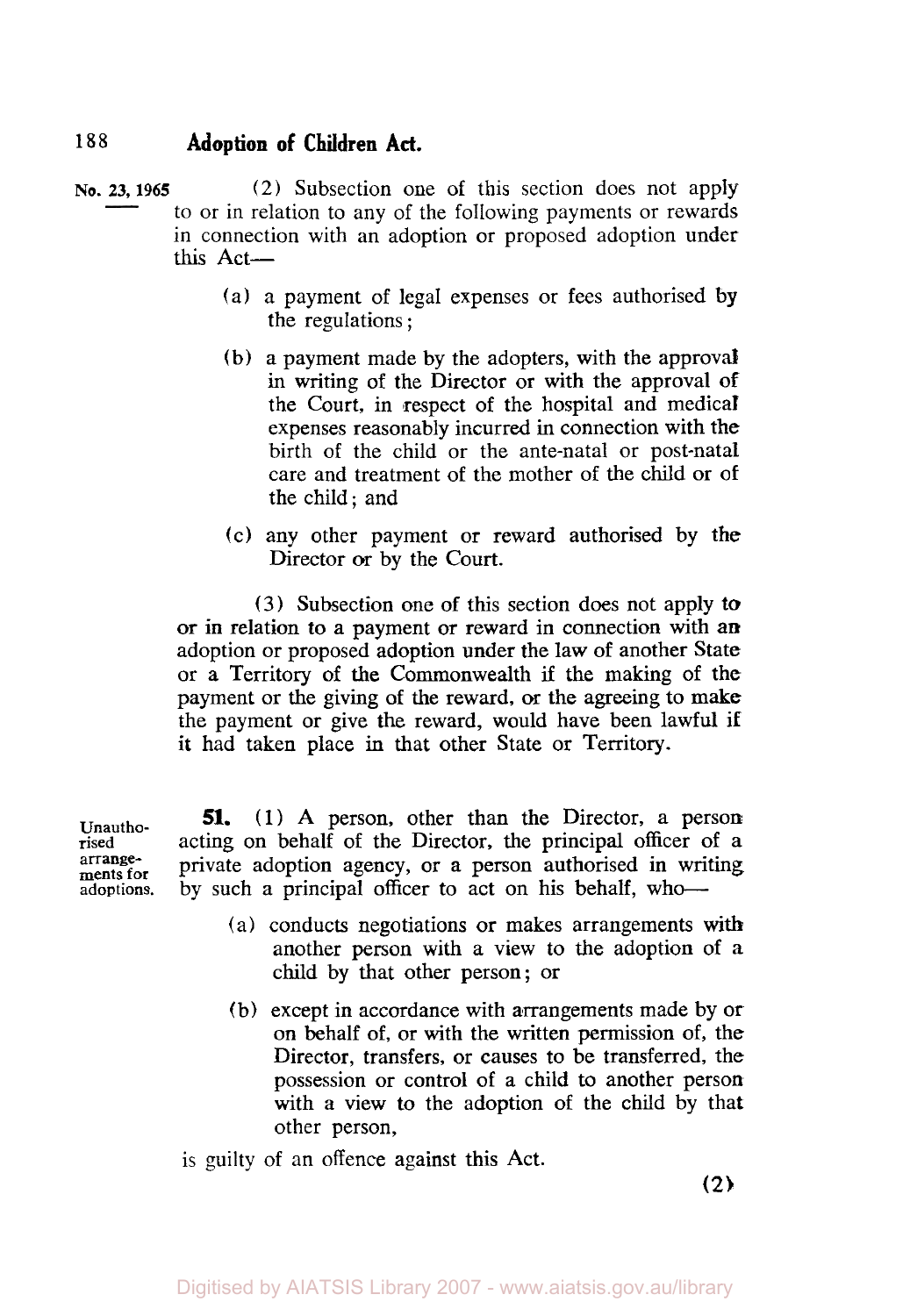(2) Subsection one of this section does not apply to or in relation to any of the following payments or rewards in connection with an adoption or proposed adoption under this Act—

(a) a payment of legal expenses or fees authorised by the regulations;

(b) a payment made by the adopters, with the approval in writing of the Director or with the approval of the Court, in respect of the hospital and medical expenses reasonably incurred in connection with the birth of the child or the ante-natal or post-natal care and treatment of the mother of the child or of the child; and

(c) any other payment or reward authorised by the Director or by the Court.

(3) Subsection one of this section does not apply to or in relation to a payment or reward in connection with an adoption or proposed adoption under the law of another State or a Territory of the Commonwealth if the making of the payment or the giving of the reward, or the agreeing to make the payment or give the reward, would have been lawful if it had taken place in that other State or Territory.

**Unauthorised arrangements for adoptions.**

**51.** (1) A person, other than the Director, a person acting on behalf of the Director, the principal officer of a private adoption agency, or a person authorised in writing by such a principal officer to act on his behalf, who—

(a) conducts negotiations or makes arrangements with another person with a view to the adoption of a child by that other person; or

(b) except in accordance with arrangements made by or on behalf of, or with the written permission of, the Director, transfers, or causes to be transferred, the possession or control of a child to another person with a view to the adoption of the child by that other person,

is guilty of an offence against this Act.

(2)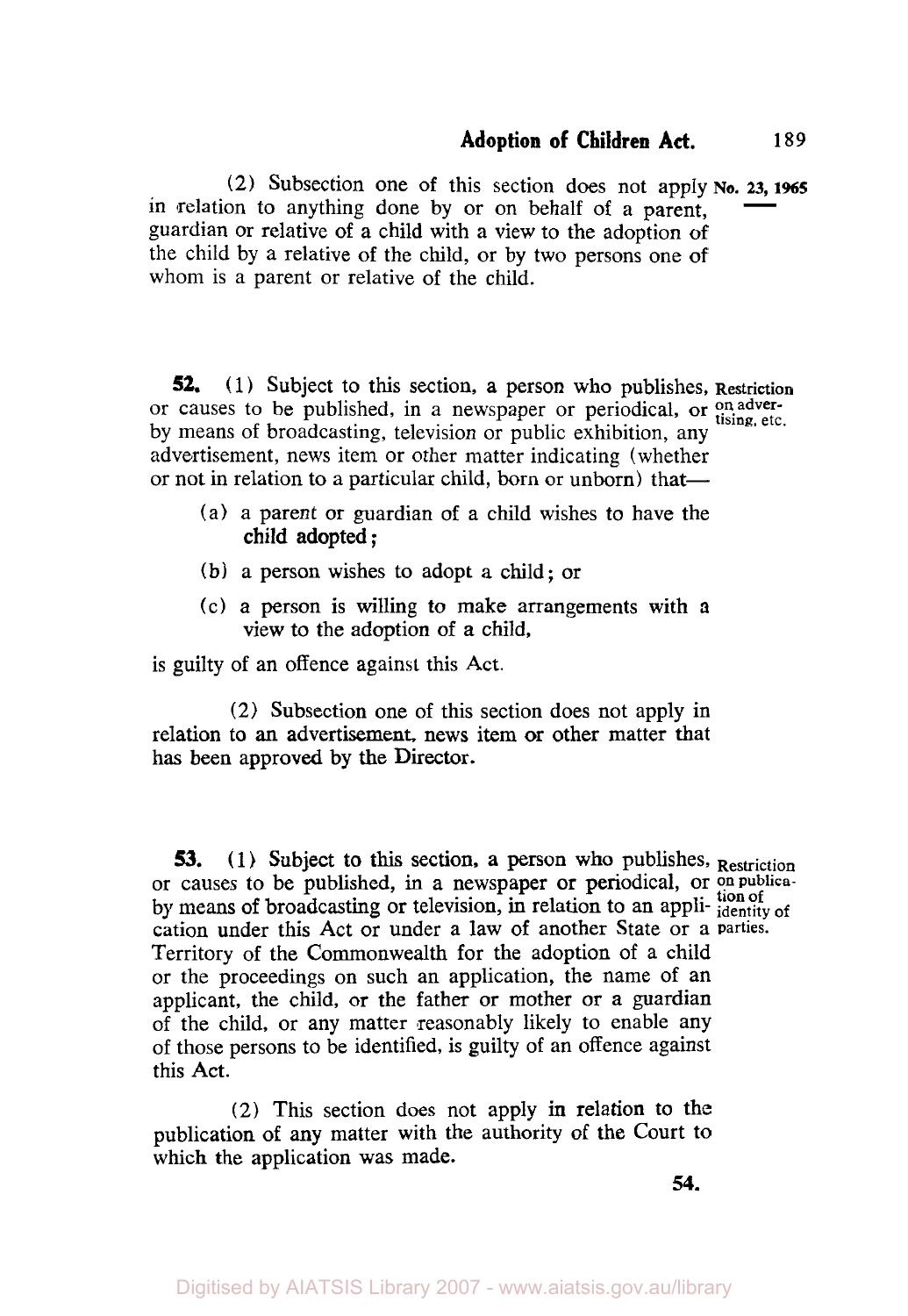(2) Subsection one of this section does not apply in relation to anything done by or on behalf of a parent, guardian or relative of a child with a view to the adoption of the child by a relative of the child, or by two persons one of whom is a parent or relative of the child.

**52.** (1) Subject to this section, a person who publishes, or causes to be published, in a newspaper or periodical, or by means of broadcasting, television or public exhibition, any advertisement, news item or other matter indicating (whether or not in relation to a particular child, born or unborn) that—

*Restriction on advertising, etc.*

- (a) a parent or guardian of a child wishes to have the child adopted;
- (b) a person wishes to adopt a child; or
- (c) a person is willing to make arrangements with a view to the adoption of a child,

is guilty of an offence against this Act.

(2) Subsection one of this section does not apply in relation to an advertisement, news item or other matter that has been approved by the Director.

**53.** (1) Subject to this section, a person who publishes, or causes to be published, in a newspaper or periodical, or by means of broadcasting or television, in relation to an application under this Act or under a law of another State or a Territory of the Commonwealth for the adoption of a child or the proceedings on such an application, the name of an applicant, the child, or the father or mother or a guardian of the child, or any matter reasonably likely to enable any of those persons to be identified, is guilty of an offence against this Act.

*Restriction on publication of identity of parties.*

(2) This section does not apply in relation to the publication of any matter with the authority of the Court to which the application was made.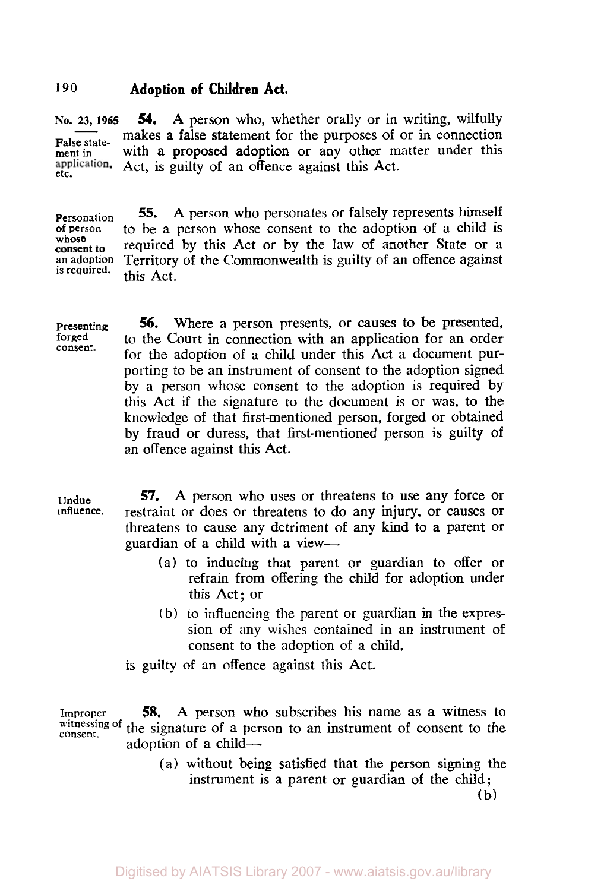No. 23, 1965

False statement in application, etc.

**54.** A person who, whether orally or in writing, wilfully makes a false statement for the purposes of or in connection with a proposed adoption or any other matter under this Act, is guilty of an offence against this Act.

Personation of person whose consent to an adoption is required.

**55.** A person who personates or falsely represents himself to be a person whose consent to the adoption of a child is required by this Act or by the law of another State or a Territory of the Commonwealth is guilty of an offence against this Act.

Presenting forged consent.

**56.** Where a person presents, or causes to be presented, to the Court in connection with an application for an order for the adoption of a child under this Act a document purporting to be an instrument of consent to the adoption signed by a person whose consent to the adoption is required by this Act if the signature to the document is or was, to the knowledge of that first-mentioned person, forged or obtained by fraud or duress, that first-mentioned person is guilty of an offence against this Act.

Undue influence.

**57.** A person who uses or threatens to use any force or restraint or does or threatens to do any injury, or causes or threatens to cause any detriment of any kind to a parent or guardian of a child with a view—

(a) to inducing that parent or guardian to offer or refrain from offering the child for adoption under this Act; or

(b) to influencing the parent or guardian in the expression of any wishes contained in an instrument of consent to the adoption of a child,

is guilty of an offence against this Act.

Improper witnessing of consent.

**58.** A person who subscribes his name as a witness to the signature of a person to an instrument of consent to the adoption of a child—

(a) without being satisfied that the person signing the instrument is a parent or guardian of the child;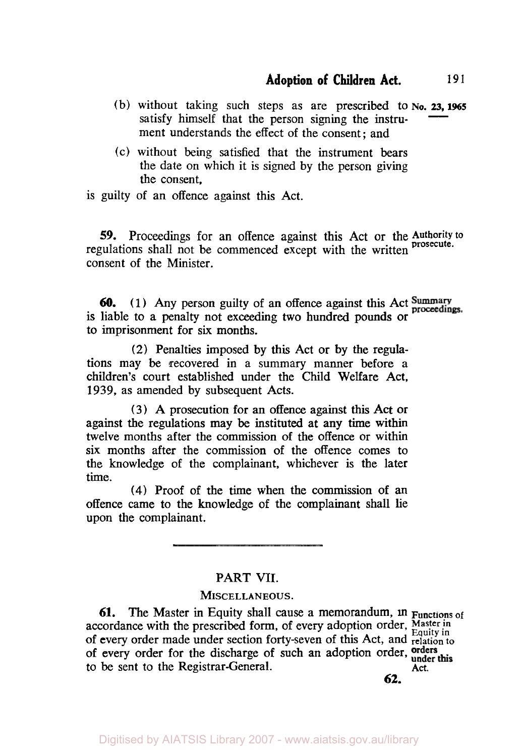(b) without taking such steps as are prescribed to satisfy himself that the person signing the instrument understands the effect of the consent; and

(c) without being satisfied that the instrument bears the date on which it is signed by the person giving the consent,

is guilty of an offence against this Act.

**59.** Proceedings for an offence against this Act or the regulations shall not be commenced except with the written consent of the Minister.

*Authority to prosecute.*

**60.** (1) Any person guilty of an offence against this Act is liable to a penalty not exceeding two hundred pounds or to imprisonment for six months.

*Summary proceedings.*

(2) Penalties imposed by this Act or by the regulations may be recovered in a summary manner before a children's court established under the Child Welfare Act, 1939, as amended by subsequent Acts.

(3) A prosecution for an offence against this Act or against the regulations may be instituted at any time within twelve months after the commission of the offence or within six months after the commission of the offence comes to the knowledge of the complainant, whichever is the later time.

(4) Proof of the time when the commission of an offence came to the knowledge of the complainant shall lie upon the complainant.

## PART VII.

### MISCELLANEOUS.

**61.** The Master in Equity shall cause a memorandum, in accordance with the prescribed form, of every adoption order, of every order made under section forty-seven of this Act, and of every order for the discharge of such an adoption order, to be sent to the Registrar-General.

*Functions of Master in Equity in relation to orders under this Act.*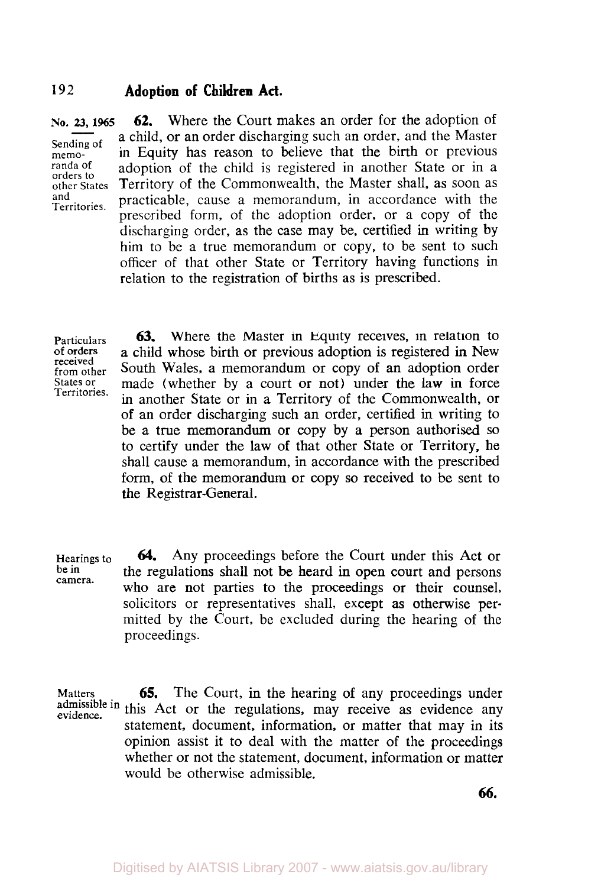No. 23, 1965

**Sending of memoranda of orders to other States and Territories.**

**62.** Where the Court makes an order for the adoption of a child, or an order discharging such an order, and the Master in Equity has reason to believe that the birth or previous adoption of the child is registered in another State or in a Territory of the Commonwealth, the Master shall, as soon as practicable, cause a memorandum, in accordance with the prescribed form, of the adoption order, or a copy of the discharging order, as the case may be, certified in writing by him to be a true memorandum or copy, to be sent to such officer of that other State or Territory having functions in relation to the registration of births as is prescribed.

**Particulars of orders received from other States or Territories.**

**63.** Where the Master in Equity receives, in relation to a child whose birth or previous adoption is registered in New South Wales, a memorandum or copy of an adoption order made (whether by a court or not) under the law in force in another State or in a Territory of the Commonwealth, or of an order discharging such an order, certified in writing to be a true memorandum or copy by a person authorised so to certify under the law of that other State or Territory, he shall cause a memorandum, in accordance with the prescribed form, of the memorandum or copy so received to be sent to the Registrar-General.

**Hearings to be in camera.**

**64.** Any proceedings before the Court under this Act or the regulations shall not be heard in open court and persons who are not parties to the proceedings or their counsel, solicitors or representatives shall, except as otherwise permitted by the Court, be excluded during the hearing of the proceedings.

**Matters admissible in evidence.**

**65.** The Court, in the hearing of any proceedings under this Act or the regulations, may receive as evidence any statement, document, information, or matter that may in its opinion assist it to deal with the matter of the proceedings whether or not the statement, document, information or matter would be otherwise admissible.

66.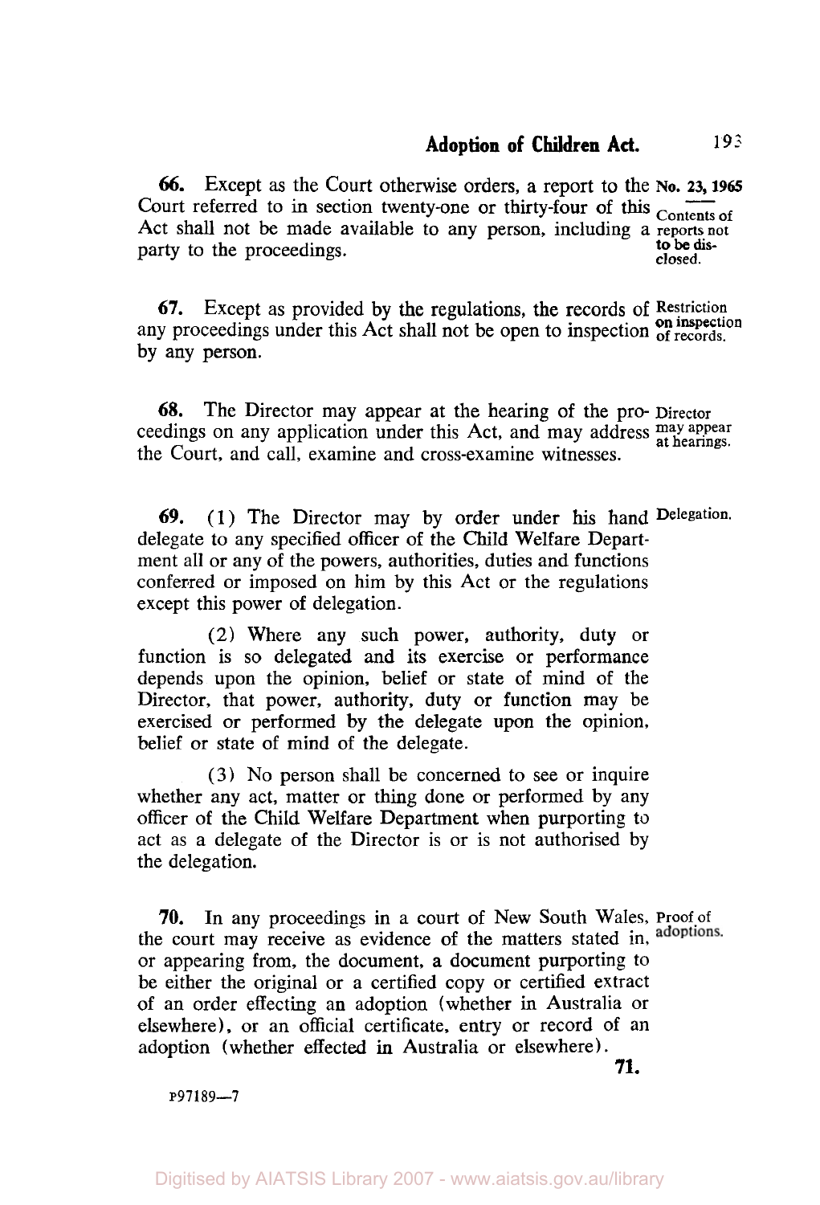**66.** Except as the Court otherwise orders, a report to the Court referred to in section twenty-one or thirty-four of this Act shall not be made available to any person, including a party to the proceedings.

*Contents of reports not to be disclosed.*

**67.** Except as provided by the regulations, the records of any proceedings under this Act shall not be open to inspection by any person.

*Restriction on inspection of records.*

**68.** The Director may appear at the hearing of the proceedings on any application under this Act, and may address the Court, and call, examine and cross-examine witnesses.

*Director may appear at hearings.*

**69.** (1) The Director may by order under his hand delegate to any specified officer of the Child Welfare Department all or any of the powers, authorities, duties and functions conferred or imposed on him by this Act or the regulations except this power of delegation.

*Delegation.*

(2) Where any such power, authority, duty or function is so delegated and its exercise or performance depends upon the opinion, belief or state of mind of the Director, that power, authority, duty or function may be exercised or performed by the delegate upon the opinion, belief or state of mind of the delegate.

(3) No person shall be concerned to see or inquire whether any act, matter or thing done or performed by any officer of the Child Welfare Department when purporting to act as a delegate of the Director is or is not authorised by the delegation.

**70.** In any proceedings in a court of New South Wales, the court may receive as evidence of the matters stated in, or appearing from, the document, a document purporting to be either the original or a certified copy or certified extract of an order effecting an adoption (whether in Australia or elsewhere), or an official certificate, entry or record of an adoption (whether effected in Australia or elsewhere).

*Proof of adoptions.*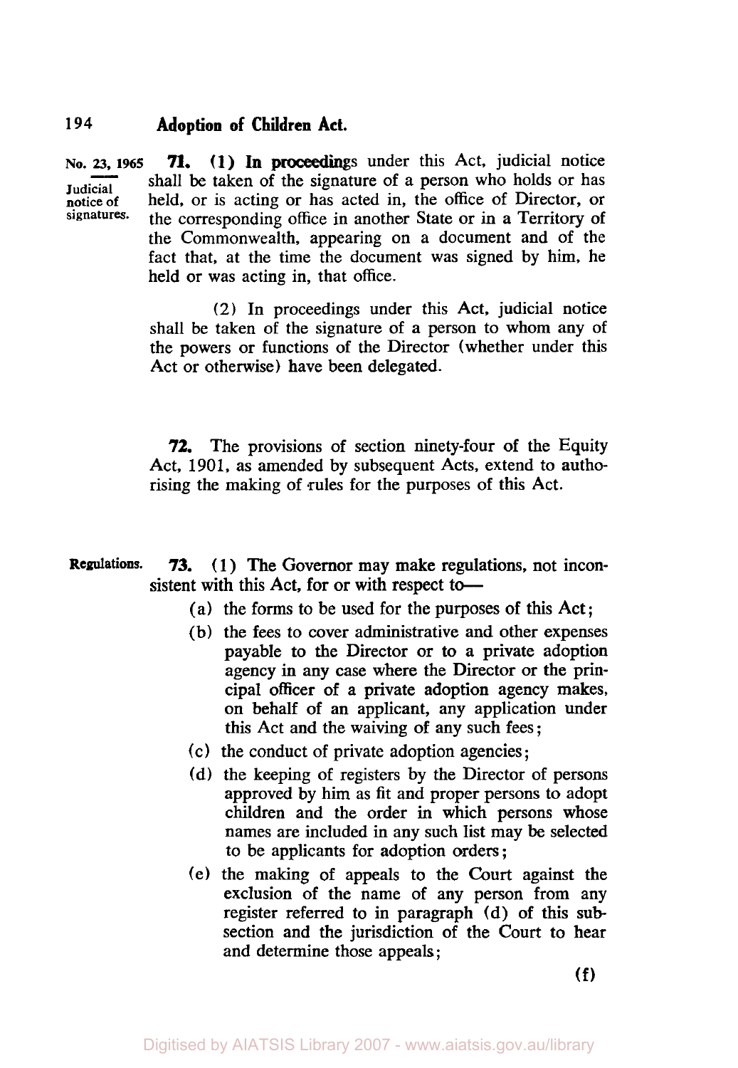No. 23, 1965

**Judicial notice of signatures.**

**71.** (1) In proceedings under this Act, judicial notice shall be taken of the signature of a person who holds or has held, or is acting or has acted in, the office of Director, or the corresponding office in another State or in a Territory of the Commonwealth, appearing on a document and of the fact that, at the time the document was signed by him, he held or was acting in, that office.

(2) In proceedings under this Act, judicial notice shall be taken of the signature of a person to whom any of the powers or functions of the Director (whether under this Act or otherwise) have been delegated.

**72.** The provisions of section ninety-four of the Equity Act, 1901, as amended by subsequent Acts, extend to authorising the making of rules for the purposes of this Act.

**Regulations.**

**73.** (1) The Governor may make regulations, not inconsistent with this Act, for or with respect to—

(a) the forms to be used for the purposes of this Act;

(b) the fees to cover administrative and other expenses payable to the Director or to a private adoption agency in any case where the Director or the principal officer of a private adoption agency makes, on behalf of an applicant, any application under this Act and the waiving of any such fees;

(c) the conduct of private adoption agencies;

(d) the keeping of registers by the Director of persons approved by him as fit and proper persons to adopt children and the order in which persons whose names are included in any such list may be selected to be applicants for adoption orders;

(e) the making of appeals to the Court against the exclusion of the name of any person from any register referred to in paragraph (d) of this subsection and the jurisdiction of the Court to hear and determine those appeals;

(f)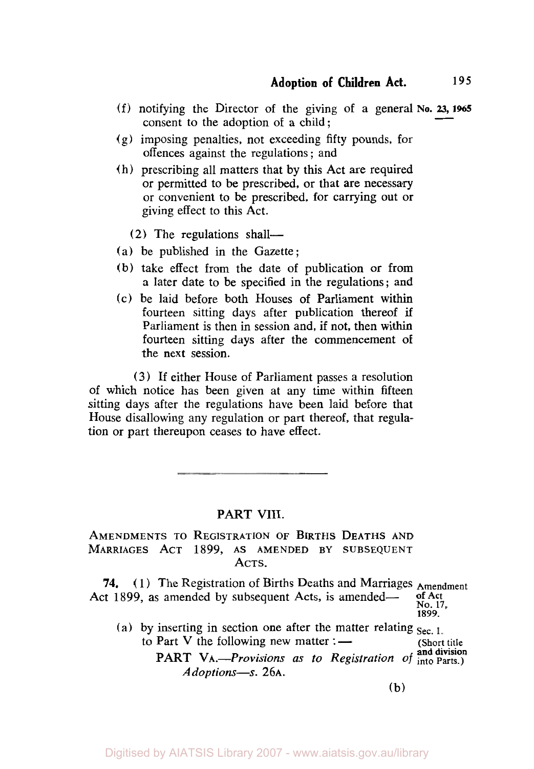(f) notifying the Director of the giving of a general consent to the adoption of a child;

(g) imposing penalties, not exceeding fifty pounds, for offences against the regulations; and

(h) prescribing all matters that by this Act are required or permitted to be prescribed, or that are necessary or convenient to be prescribed, for carrying out or giving effect to this Act.

(2) The regulations shall—

(a) be published in the Gazette;

(b) take effect from the date of publication or from a later date to be specified in the regulations; and

(c) be laid before both Houses of Parliament within fourteen sitting days after publication thereof if Parliament is then in session and, if not, then within fourteen sitting days after the commencement of the next session.

(3) If either House of Parliament passes a resolution of which notice has been given at any time within fifteen sitting days after the regulations have been laid before that House disallowing any regulation or part thereof, that regulation or part thereupon ceases to have effect.

---

## PART VIII.

### AMENDMENTS TO REGISTRATION OF BIRTHS DEATHS AND MARRIAGES ACT 1899, AS AMENDED BY SUBSEQUENT ACTS.

**74.** (1) The Registration of Births Deaths and Marriages Act 1899, as amended by subsequent Acts, is amended—

Amendment of Act No. 17, 1899.

(a) by inserting in section one after the matter relating to Part V the following new matter:—

Sec. 1. (Short title and division into Parts.)

PART VA.—*Provisions as to Registration of Adoptions*—*s.* 26A.

(b)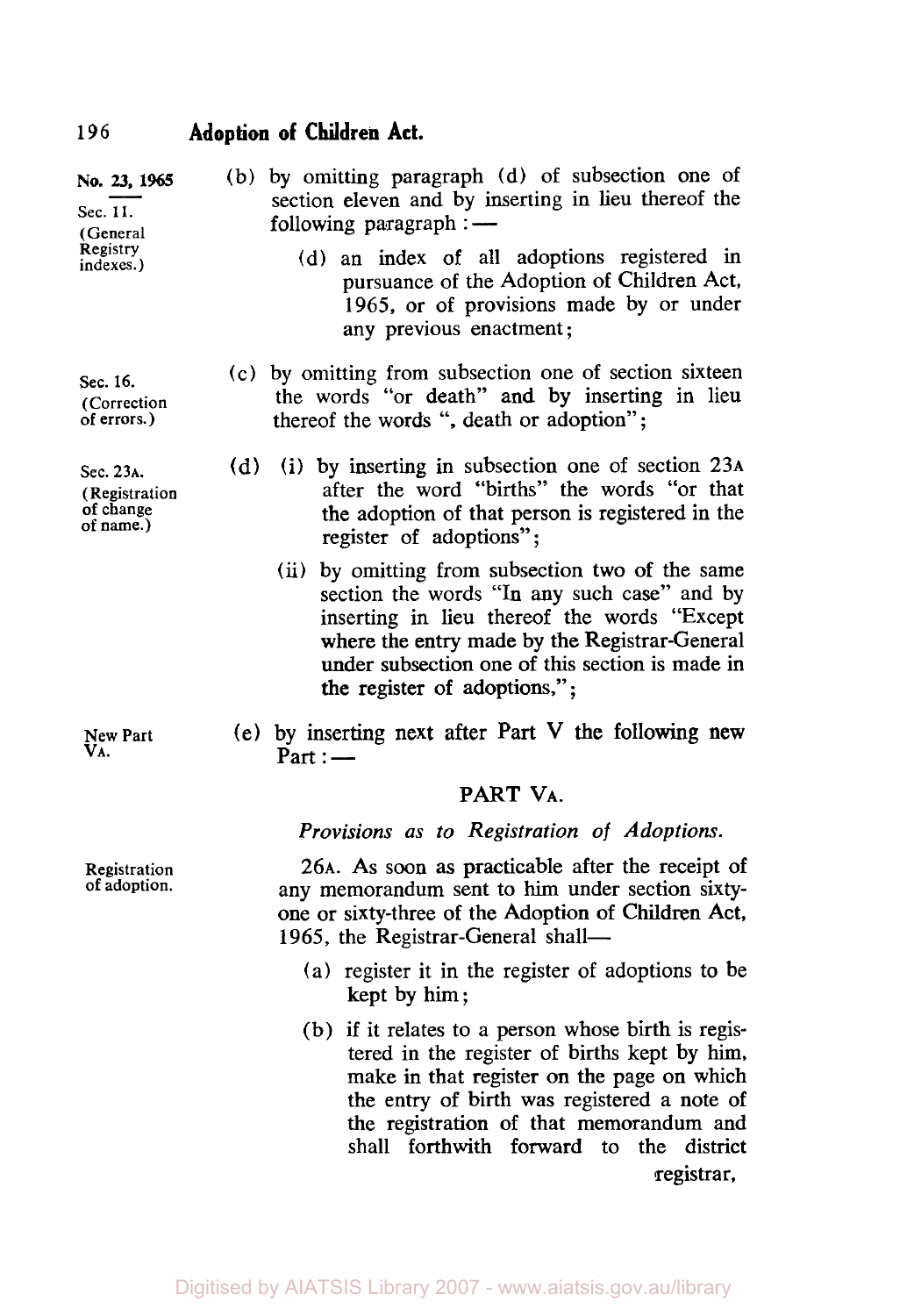No. 23, 1965

Sec. 11. (General Registry indexes.)

(b) by omitting paragraph (d) of subsection one of section eleven and by inserting in lieu thereof the following paragraph: —

(d) an index of all adoptions registered in pursuance of the Adoption of Children Act, 1965, or of provisions made by or under any previous enactment;

Sec. 16. (Correction of errors.)

(c) by omitting from subsection one of section sixteen the words "or death" and by inserting in lieu thereof the words ", death or adoption";

Sec. 23A. (Registration of change of name.)

(d) (i) by inserting in subsection one of section 23A after the word "births" the words "or that the adoption of that person is registered in the register of adoptions";

(ii) by omitting from subsection two of the same section the words "In any such case" and by inserting in lieu thereof the words "Except where the entry made by the Registrar-General under subsection one of this section is made in the register of adoptions,";

New Part VA.

(e) by inserting next after Part V the following new Part: —

PART VA.

*Provisions as to Registration of Adoptions.*

Registration of adoption.

26A. As soon as practicable after the receipt of any memorandum sent to him under section sixty-one or sixty-three of the Adoption of Children Act, 1965, the Registrar-General shall—

(a) register it in the register of adoptions to be kept by him;

(b) if it relates to a person whose birth is registered in the register of births kept by him, make in that register on the page on which the entry of birth was registered a note of the registration of that memorandum and shall forthwith forward to the district registrar,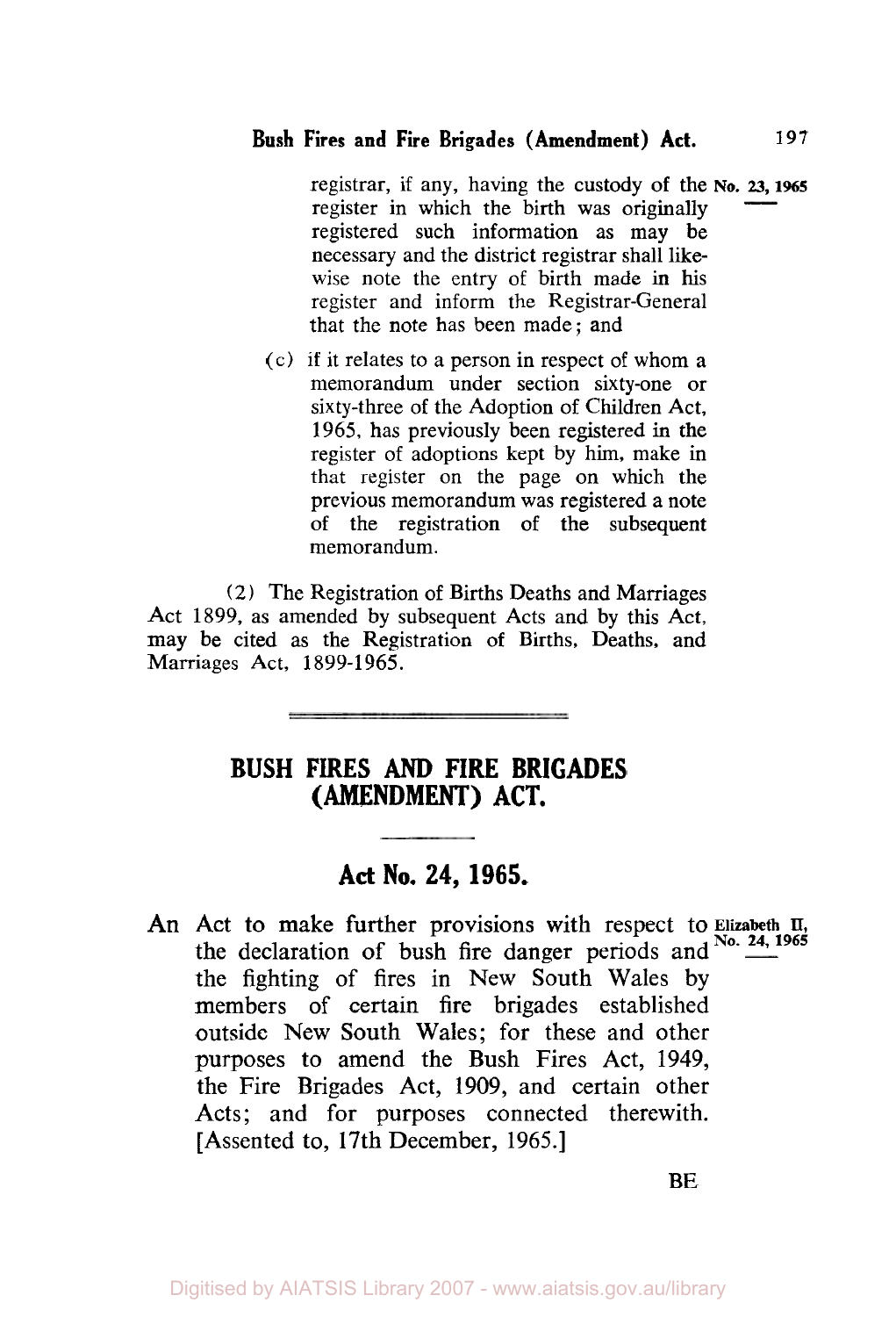registrar, if any, having the custody of the register in which the birth was originally registered such information as may be necessary and the district registrar shall likewise note the entry of birth made in his register and inform the Registrar-General that the note has been made; and

(c) if it relates to a person in respect of whom a memorandum under section sixty-one or sixty-three of the Adoption of Children Act, 1965, has previously been registered in the register of adoptions kept by him, make in that register on the page on which the previous memorandum was registered a note of the registration of the subsequent memorandum.

(2) The Registration of Births Deaths and Marriages Act 1899, as amended by subsequent Acts and by this Act, may be cited as the Registration of Births, Deaths, and Marriages Act, 1899-1965.

---

# BUSH FIRES AND FIRE BRIGADES (AMENDMENT) ACT.

## Act No. 24, 1965.

An Act to make further provisions with respect to the declaration of bush fire danger periods and the fighting of fires in New South Wales by members of certain fire brigades established outside New South Wales; for these and other purposes to amend the Bush Fires Act, 1949, the Fire Brigades Act, 1909, and certain other Acts; and for purposes connected therewith. [Assented to, 17th December, 1965.]

Elizabeth II, No. 24, 1965

BE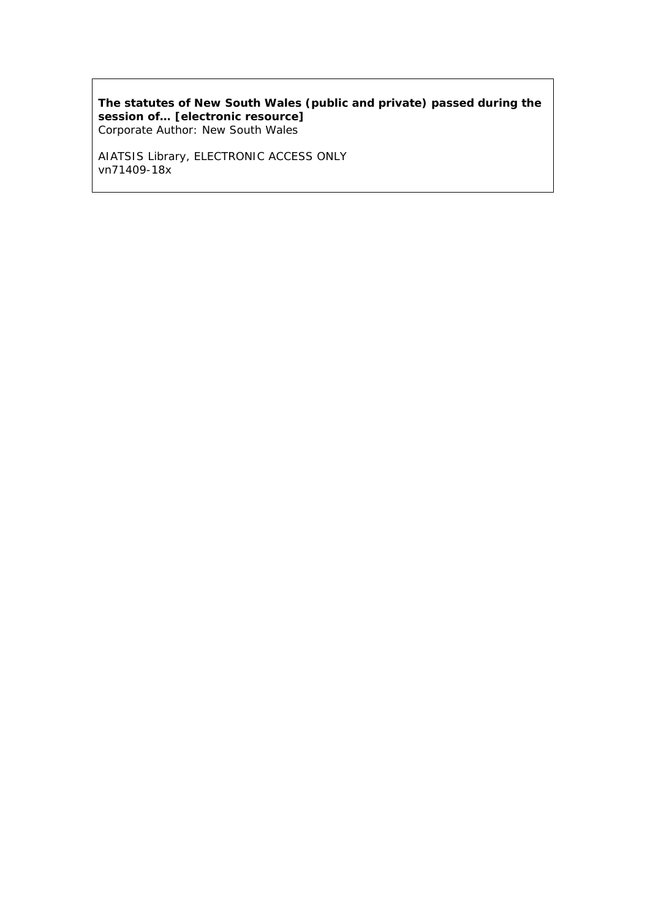**The statutes of New South Wales (public and private) passed during the session of… [electronic resource]**
Corporate Author: New South Wales

AIATSIS Library, ELECTRONIC ACCESS ONLY
vn71409-18x